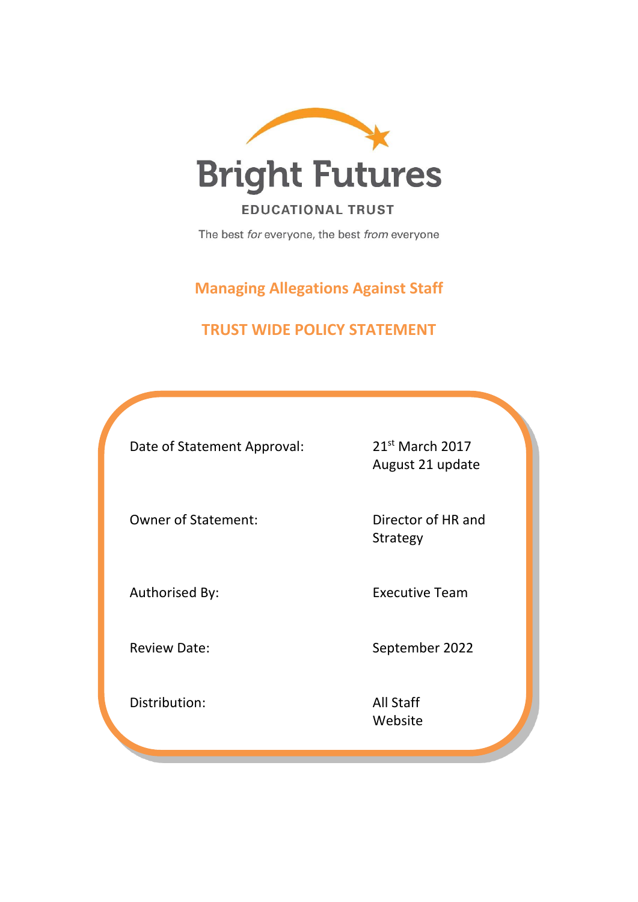Bright Futures

EDUCATIONAL TRUST

The best *for* everyone, the best *from* everyone

# Managing Allegations Against Staff

## TRUST WIDE POLICY STATEMENT

| | |
|---|---|
| Date of Statement Approval: | 21st March 2017<br>August 21 update |
| Owner of Statement: | Director of HR and Strategy |
| Authorised By: | Executive Team |
| Review Date: | September 2022 |
| Distribution: | All Staff<br>Website |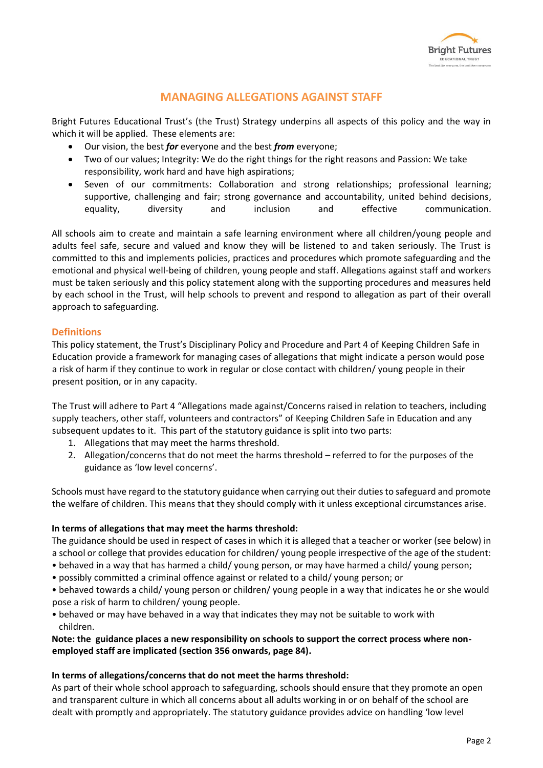# MANAGING ALLEGATIONS AGAINST STAFF

Bright Futures Educational Trust's (the Trust) Strategy underpins all aspects of this policy and the way in which it will be applied. These elements are:

- Our vision, the best ***for*** everyone and the best ***from*** everyone;
- Two of our values; Integrity: We do the right things for the right reasons and Passion: We take responsibility, work hard and have high aspirations;
- Seven of our commitments: Collaboration and strong relationships; professional learning; supportive, challenging and fair; strong governance and accountability, united behind decisions, equality, diversity and inclusion and effective communication.

All schools aim to create and maintain a safe learning environment where all children/young people and adults feel safe, secure and valued and know they will be listened to and taken seriously. The Trust is committed to this and implements policies, practices and procedures which promote safeguarding and the emotional and physical well-being of children, young people and staff. Allegations against staff and workers must be taken seriously and this policy statement along with the supporting procedures and measures held by each school in the Trust, will help schools to prevent and respond to allegation as part of their overall approach to safeguarding.

## Definitions

This policy statement, the Trust's Disciplinary Policy and Procedure and Part 4 of Keeping Children Safe in Education provide a framework for managing cases of allegations that might indicate a person would pose a risk of harm if they continue to work in regular or close contact with children/ young people in their present position, or in any capacity.

The Trust will adhere to Part 4 "Allegations made against/Concerns raised in relation to teachers, including supply teachers, other staff, volunteers and contractors" of Keeping Children Safe in Education and any subsequent updates to it. This part of the statutory guidance is split into two parts:

1. Allegations that may meet the harms threshold.
2. Allegation/concerns that do not meet the harms threshold – referred to for the purposes of the guidance as 'low level concerns'.

Schools must have regard to the statutory guidance when carrying out their duties to safeguard and promote the welfare of children. This means that they should comply with it unless exceptional circumstances arise.

**In terms of allegations that may meet the harms threshold:**

The guidance should be used in respect of cases in which it is alleged that a teacher or worker (see below) in a school or college that provides education for children/ young people irrespective of the age of the student:

- behaved in a way that has harmed a child/ young person, or may have harmed a child/ young person;
- possibly committed a criminal offence against or related to a child/ young person; or
- behaved towards a child/ young person or children/ young people in a way that indicates he or she would pose a risk of harm to children/ young people.
- behaved or may have behaved in a way that indicates they may not be suitable to work with children.

**Note: the guidance places a new responsibility on schools to support the correct process where non-employed staff are implicated (section 356 onwards, page 84).**

**In terms of allegations/concerns that do not meet the harms threshold:**

As part of their whole school approach to safeguarding, schools should ensure that they promote an open and transparent culture in which all concerns about all adults working in or on behalf of the school are dealt with promptly and appropriately. The statutory guidance provides advice on handling 'low level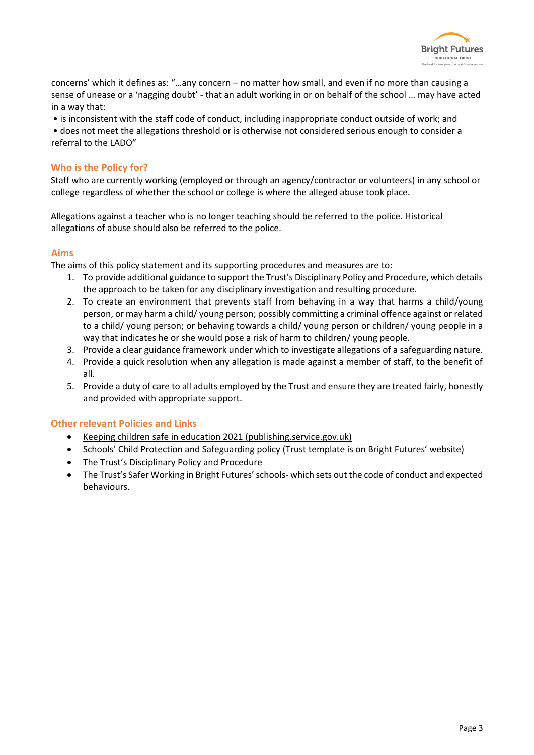concerns' which it defines as: "…any concern – no matter how small, and even if no more than causing a sense of unease or a 'nagging doubt' - that an adult working in or on behalf of the school … may have acted in a way that:

• is inconsistent with the staff code of conduct, including inappropriate conduct outside of work; and

• does not meet the allegations threshold or is otherwise not considered serious enough to consider a referral to the LADO"

## Who is the Policy for?

Staff who are currently working (employed or through an agency/contractor or volunteers) in any school or college regardless of whether the school or college is where the alleged abuse took place.

Allegations against a teacher who is no longer teaching should be referred to the police. Historical allegations of abuse should also be referred to the police.

## Aims

The aims of this policy statement and its supporting procedures and measures are to:

1. To provide additional guidance to support the Trust's Disciplinary Policy and Procedure, which details the approach to be taken for any disciplinary investigation and resulting procedure.
2. To create an environment that prevents staff from behaving in a way that harms a child/young person, or may harm a child/ young person; possibly committing a criminal offence against or related to a child/ young person; or behaving towards a child/ young person or children/ young people in a way that indicates he or she would pose a risk of harm to children/ young people.
3. Provide a clear guidance framework under which to investigate allegations of a safeguarding nature.
4. Provide a quick resolution when any allegation is made against a member of staff, to the benefit of all.
5. Provide a duty of care to all adults employed by the Trust and ensure they are treated fairly, honestly and provided with appropriate support.

## Other relevant Policies and Links

- Keeping children safe in education 2021 (publishing.service.gov.uk)
- Schools' Child Protection and Safeguarding policy (Trust template is on Bright Futures' website)
- The Trust's Disciplinary Policy and Procedure
- The Trust's Safer Working in Bright Futures' schools- which sets out the code of conduct and expected behaviours.